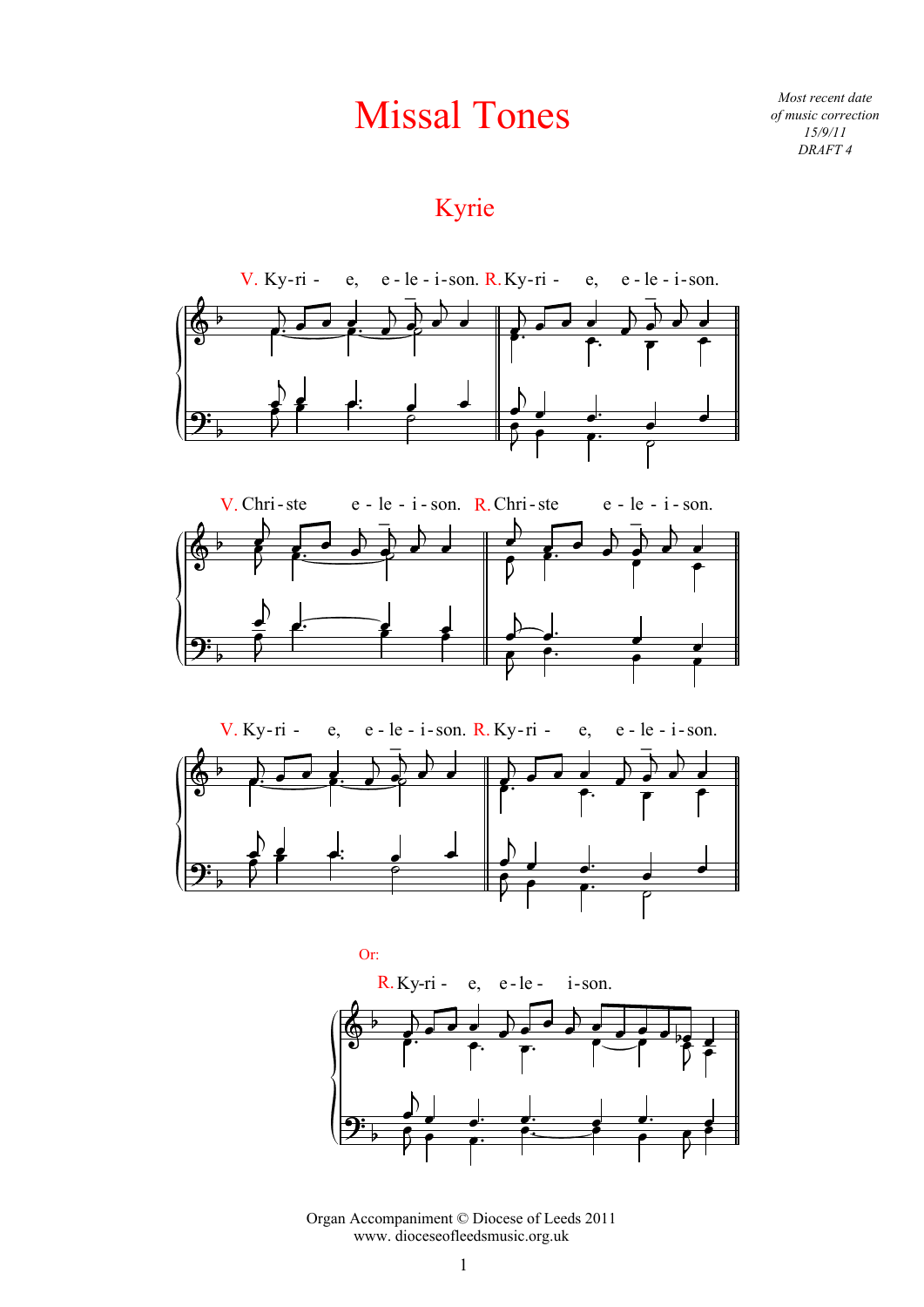# Missal Tones

*Most recent date of music correction 15/9/11 DRAFT 4*

## Kyrie

V. Ky-ri - e, e - le - i-son. R. Ky-ri - e, e - le - i-son.

V. Chri-ste e - le - i - son. R. Chri-ste e - le - i - son.

V. Ky-ri - e, e - le - i-son. R. Ky-ri - e, e - le - i-son.

Or:

R. Ky-ri - e, e-le - i-son.

Organ Accompaniment © Diocese of Leeds 2011
www. dioceseofleedsmusic.org.uk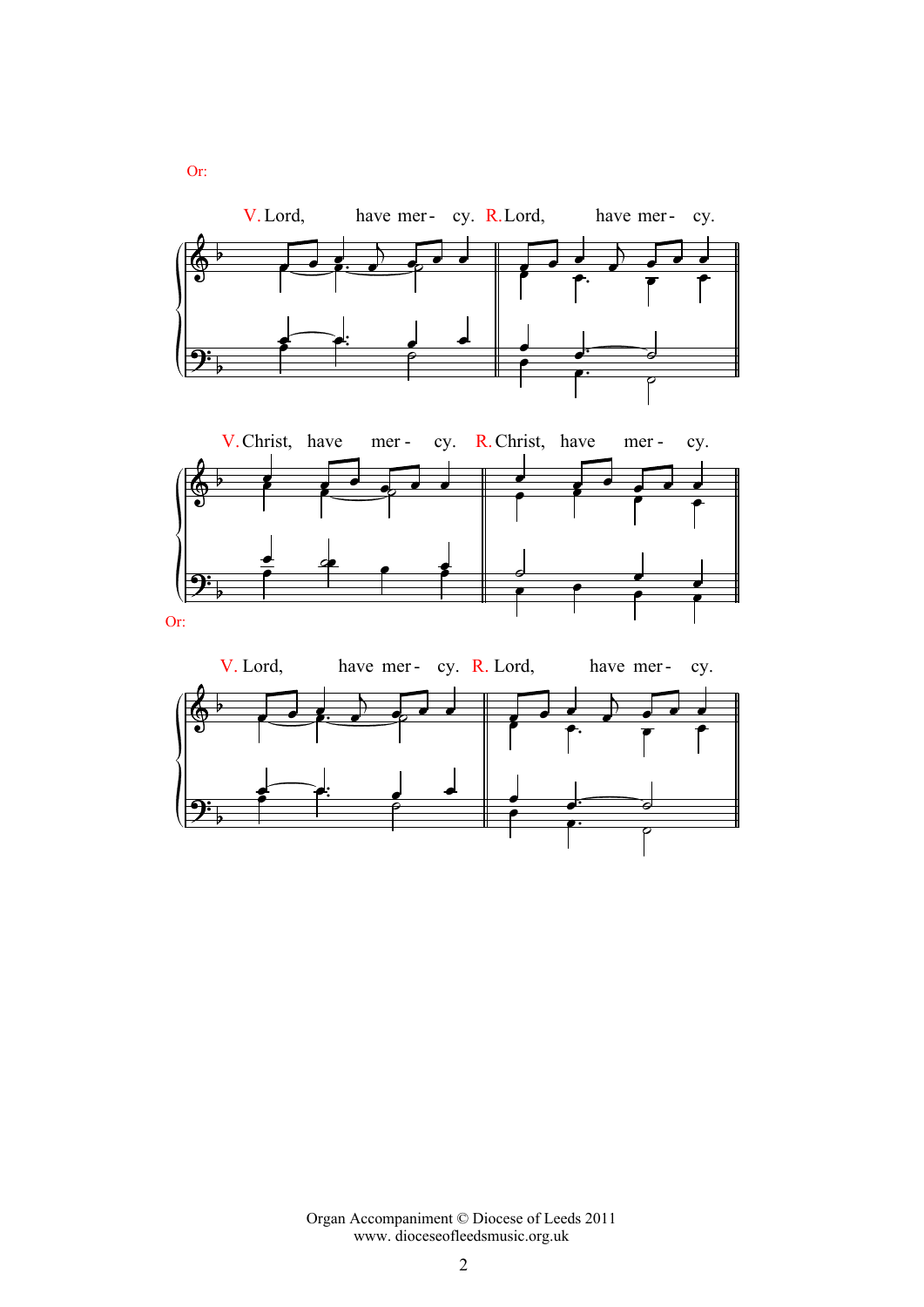Or:

V. Lord, have mer - cy. R. Lord, have mer - cy.

V. Christ, have mer - cy. R. Christ, have mer - cy.

Or:

V. Lord, have mer - cy. R. Lord, have mer - cy.

Organ Accompaniment © Diocese of Leeds 2011
www. dioceseofleedsmusic.org.uk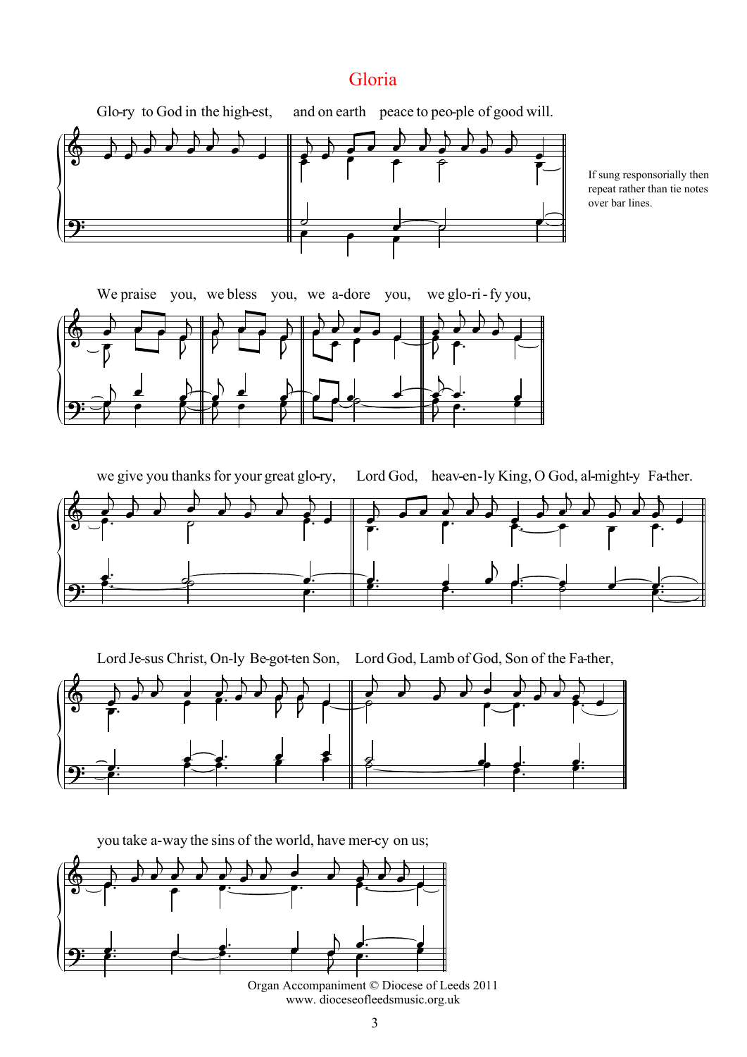# Gloria

Glo-ry to God in the high-est, and on earth peace to peo-ple of good will.

If sung responsorially then repeat rather than tie notes over bar lines.

We praise you, we bless you, we a-dore you, we glo-ri-fy you,

we give you thanks for your great glo-ry, Lord God, heav-en-ly King, O God, al-might-y Fa-ther.

Lord Je-sus Christ, On-ly Be-got-ten Son, Lord God, Lamb of God, Son of the Fa-ther,

you take a-way the sins of the world, have mer-cy on us;

Organ Accompaniment © Diocese of Leeds 2011
www. dioceseofleedsmusic.org.uk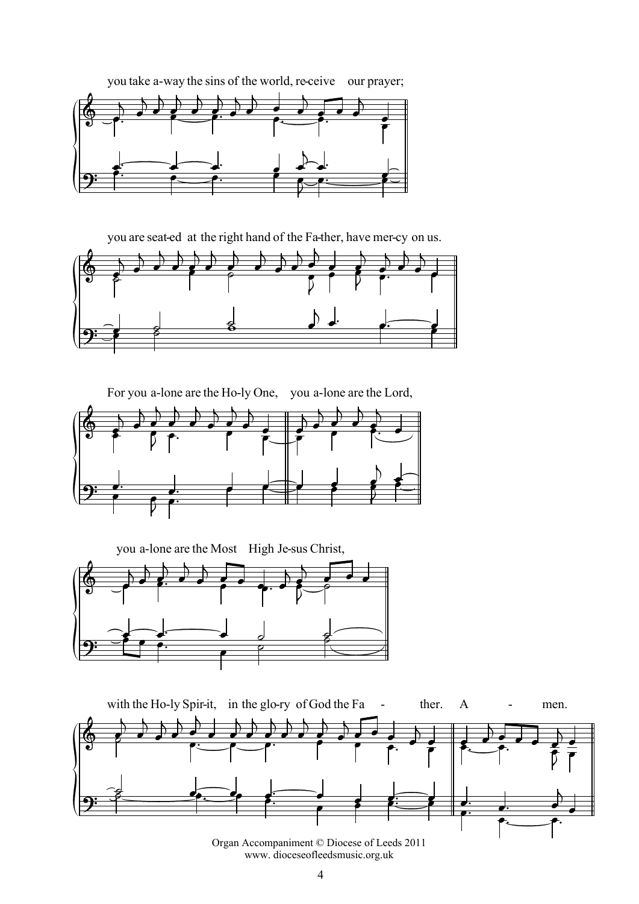you take a-way the sins of the world, re-ceive our prayer;

you are seat-ed at the right hand of the Fa-ther, have mer-cy on us.

For you a-lone are the Ho-ly One, you a-lone are the Lord,

you a-lone are the Most High Je-sus Christ,

with the Ho-ly Spir-it, in the glo-ry of God the Fa - ther. A - men.

Organ Accompaniment © Diocese of Leeds 2011
www. dioceseofleedsmusic.org.uk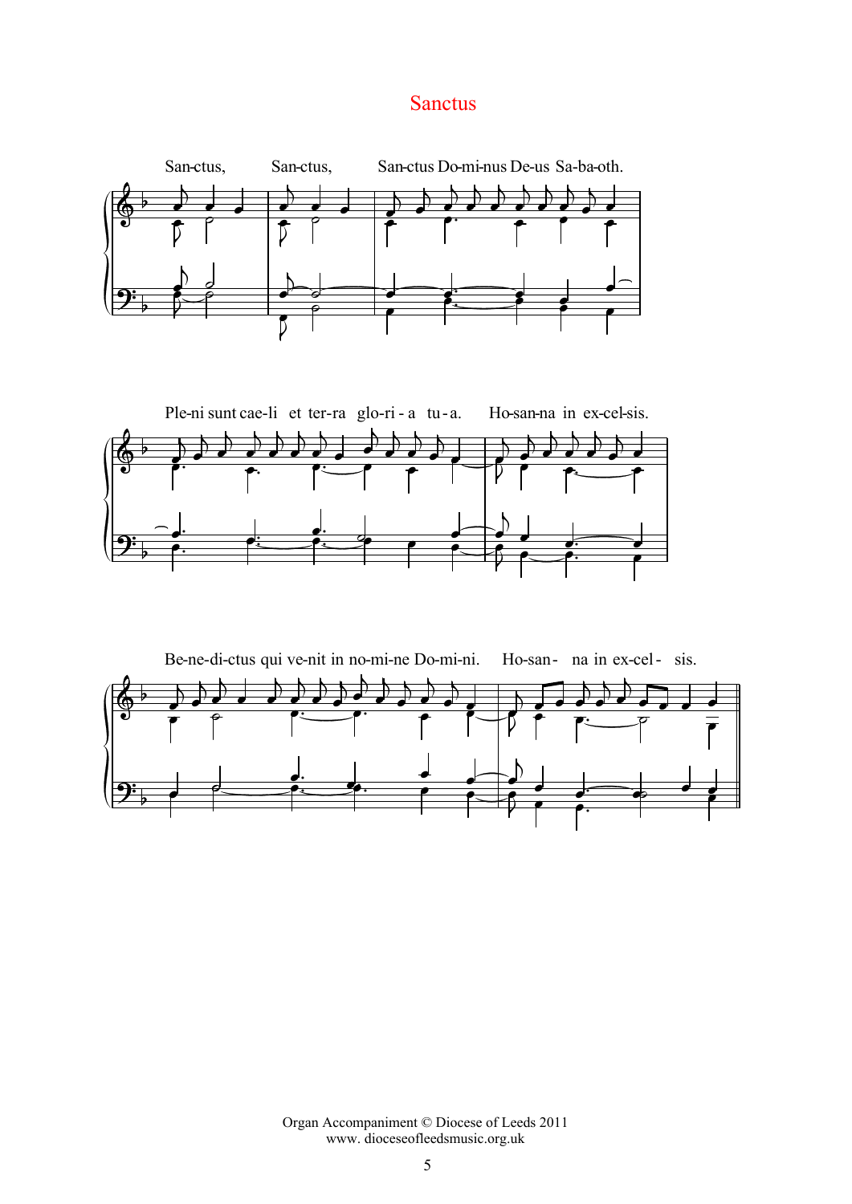# Sanctus

San-ctus, San-ctus, San-ctus Do-mi-nus De-us Sa-ba-oth.

Ple-ni sunt cae-li et ter-ra glo-ri - a tu - a. Ho-san-na in ex-cel-sis.

Be-ne-di-ctus qui ve-nit in no-mi-ne Do-mi-ni. Ho-san- na in ex-cel - sis.

Organ Accompaniment © Diocese of Leeds 2011
www. dioceseofleedsmusic.org.uk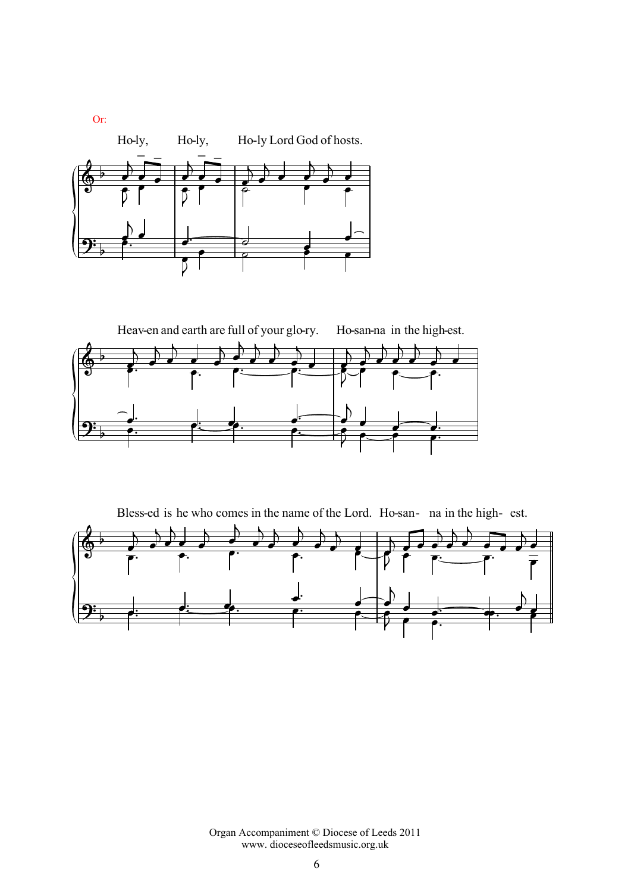Or:

Ho-ly, Ho-ly, Ho-ly Lord God of hosts.

Heav-en and earth are full of your glo-ry. Ho-san-na in the high-est.

Bless-ed is he who comes in the name of the Lord. Ho-san- na in the high- est.

Organ Accompaniment © Diocese of Leeds 2011
www. dioceseofleedsmusic.org.uk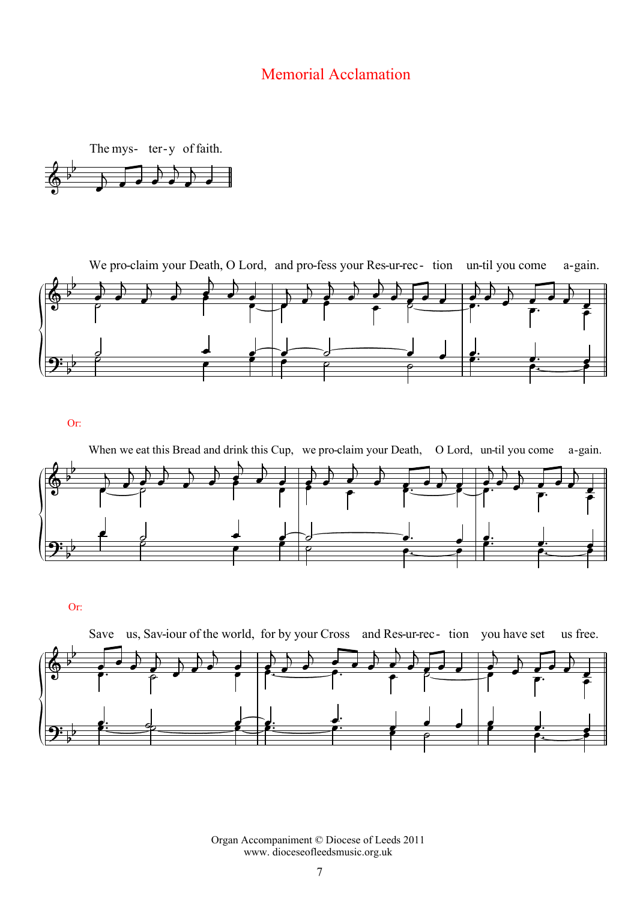# Memorial Acclamation

The mys- ter-y of faith.

We pro-claim your Death, O Lord, and pro-fess your Res-ur-rec- tion un-til you come a-gain.

Or:

When we eat this Bread and drink this Cup, we pro-claim your Death, O Lord, un-til you come a-gain.

Or:

Save us, Sav-iour of the world, for by your Cross and Res-ur-rec- tion you have set us free.

Organ Accompaniment © Diocese of Leeds 2011
www. dioceseofleedsmusic.org.uk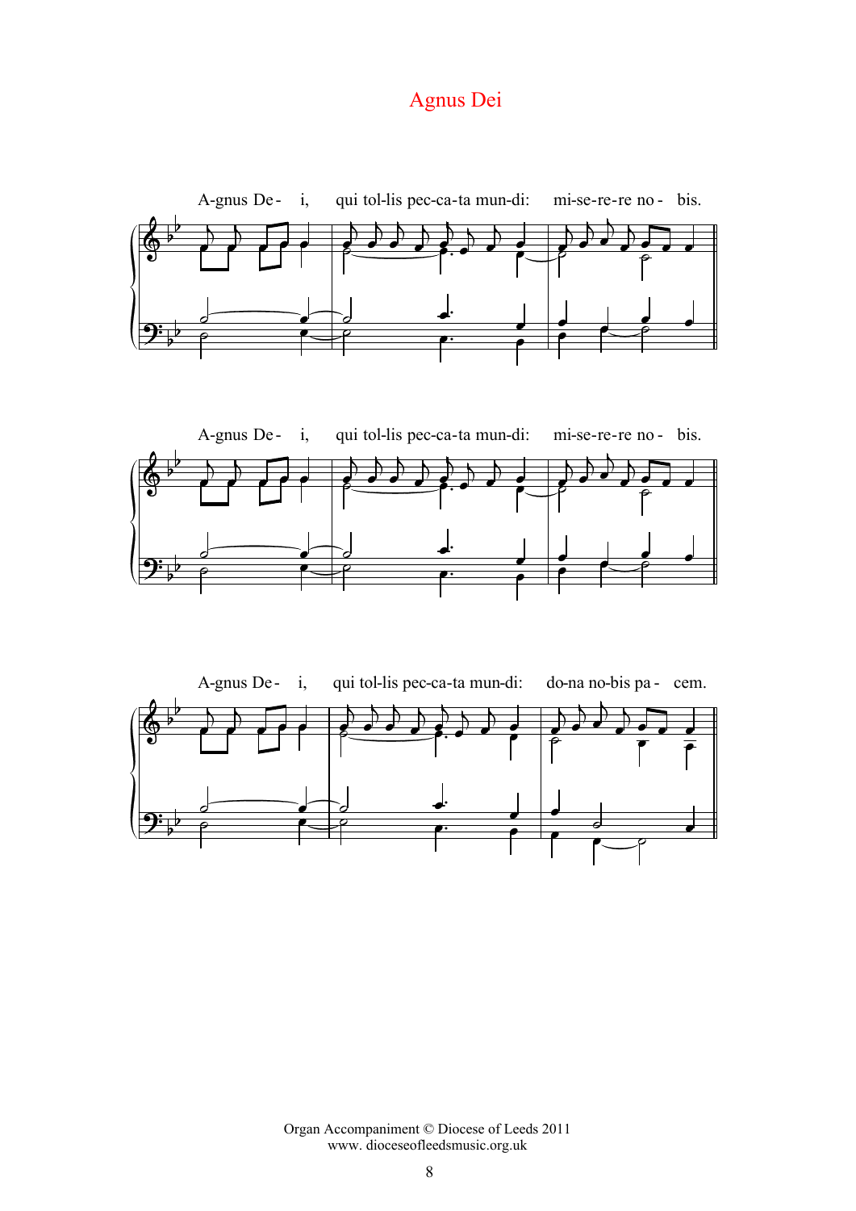# Agnus Dei

A-gnus De - i, qui tol-lis pec-ca-ta mun-di: mi-se-re-re no - bis.

A-gnus De - i, qui tol-lis pec-ca-ta mun-di: mi-se-re-re no - bis.

A-gnus De - i, qui tol-lis pec-ca-ta mun-di: do-na no-bis pa - cem.

Organ Accompaniment © Diocese of Leeds 2011
www. dioceseofleedsmusic.org.uk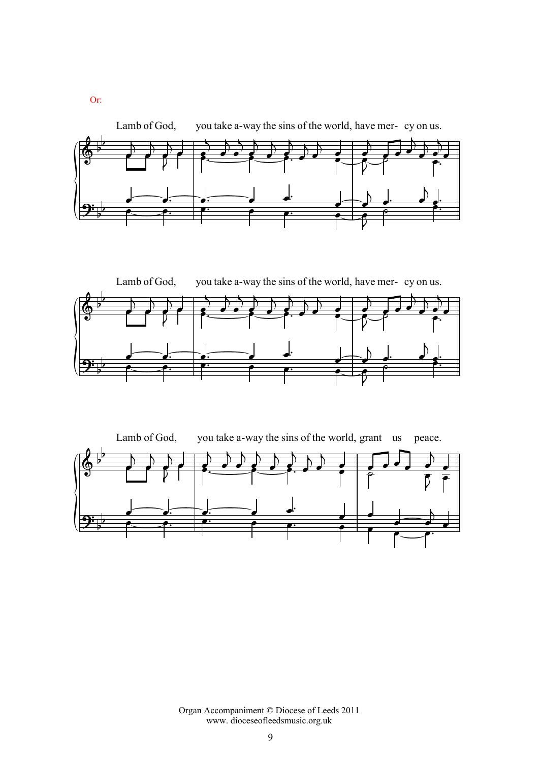Or:

Lamb of God, you take a-way the sins of the world, have mer- cy on us.

Lamb of God, you take a-way the sins of the world, have mer- cy on us.

Lamb of God, you take a-way the sins of the world, grant us peace.

Organ Accompaniment © Diocese of Leeds 2011
www. dioceseofleedsmusic.org.uk